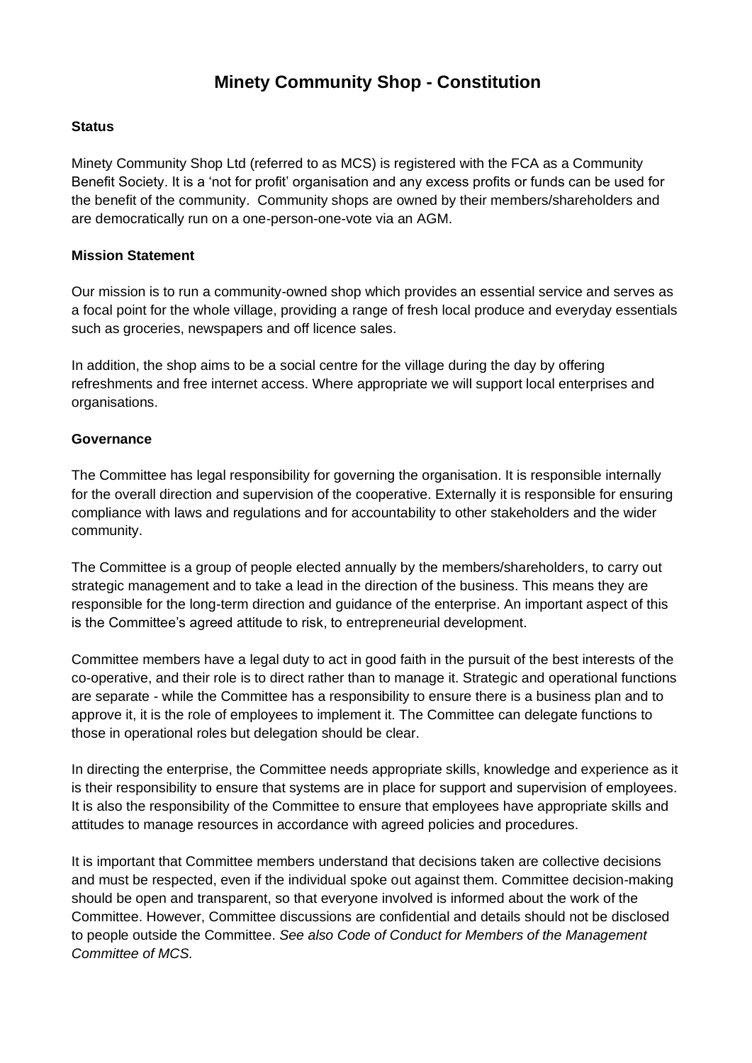# Minety Community Shop - Constitution

**Status**

Minety Community Shop Ltd (referred to as MCS) is registered with the FCA as a Community Benefit Society. It is a 'not for profit' organisation and any excess profits or funds can be used for the benefit of the community. Community shops are owned by their members/shareholders and are democratically run on a one-person-one-vote via an AGM.

**Mission Statement**

Our mission is to run a community-owned shop which provides an essential service and serves as a focal point for the whole village, providing a range of fresh local produce and everyday essentials such as groceries, newspapers and off licence sales.

In addition, the shop aims to be a social centre for the village during the day by offering refreshments and free internet access. Where appropriate we will support local enterprises and organisations.

**Governance**

The Committee has legal responsibility for governing the organisation. It is responsible internally for the overall direction and supervision of the cooperative. Externally it is responsible for ensuring compliance with laws and regulations and for accountability to other stakeholders and the wider community.

The Committee is a group of people elected annually by the members/shareholders, to carry out strategic management and to take a lead in the direction of the business. This means they are responsible for the long-term direction and guidance of the enterprise. An important aspect of this is the Committee's agreed attitude to risk, to entrepreneurial development.

Committee members have a legal duty to act in good faith in the pursuit of the best interests of the co-operative, and their role is to direct rather than to manage it. Strategic and operational functions are separate - while the Committee has a responsibility to ensure there is a business plan and to approve it, it is the role of employees to implement it. The Committee can delegate functions to those in operational roles but delegation should be clear.

In directing the enterprise, the Committee needs appropriate skills, knowledge and experience as it is their responsibility to ensure that systems are in place for support and supervision of employees. It is also the responsibility of the Committee to ensure that employees have appropriate skills and attitudes to manage resources in accordance with agreed policies and procedures.

It is important that Committee members understand that decisions taken are collective decisions and must be respected, even if the individual spoke out against them. Committee decision-making should be open and transparent, so that everyone involved is informed about the work of the Committee. However, Committee discussions are confidential and details should not be disclosed to people outside the Committee. *See also Code of Conduct for Members of the Management Committee of MCS.*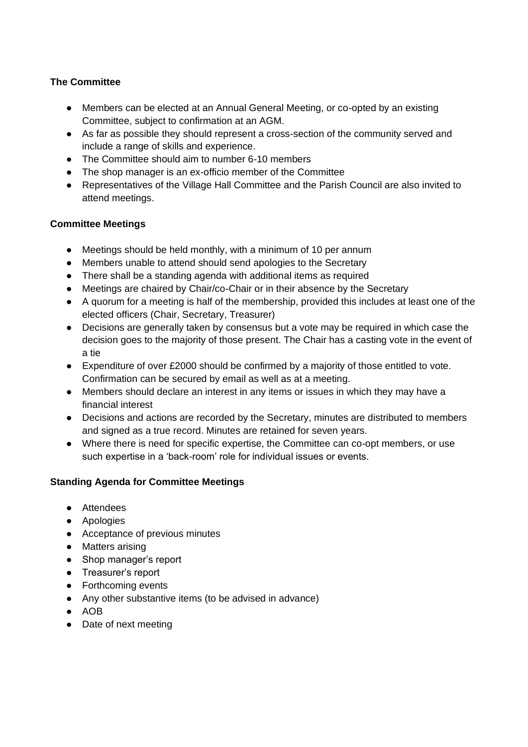**The Committee**

- Members can be elected at an Annual General Meeting, or co-opted by an existing Committee, subject to confirmation at an AGM.
- As far as possible they should represent a cross-section of the community served and include a range of skills and experience.
- The Committee should aim to number 6-10 members
- The shop manager is an ex-officio member of the Committee
- Representatives of the Village Hall Committee and the Parish Council are also invited to attend meetings.

**Committee Meetings**

- Meetings should be held monthly, with a minimum of 10 per annum
- Members unable to attend should send apologies to the Secretary
- There shall be a standing agenda with additional items as required
- Meetings are chaired by Chair/co-Chair or in their absence by the Secretary
- A quorum for a meeting is half of the membership, provided this includes at least one of the elected officers (Chair, Secretary, Treasurer)
- Decisions are generally taken by consensus but a vote may be required in which case the decision goes to the majority of those present. The Chair has a casting vote in the event of a tie
- Expenditure of over £2000 should be confirmed by a majority of those entitled to vote. Confirmation can be secured by email as well as at a meeting.
- Members should declare an interest in any items or issues in which they may have a financial interest
- Decisions and actions are recorded by the Secretary, minutes are distributed to members and signed as a true record. Minutes are retained for seven years.
- Where there is need for specific expertise, the Committee can co-opt members, or use such expertise in a 'back-room' role for individual issues or events.

**Standing Agenda for Committee Meetings**

- Attendees
- Apologies
- Acceptance of previous minutes
- Matters arising
- Shop manager's report
- Treasurer's report
- Forthcoming events
- Any other substantive items (to be advised in advance)
- AOB
- Date of next meeting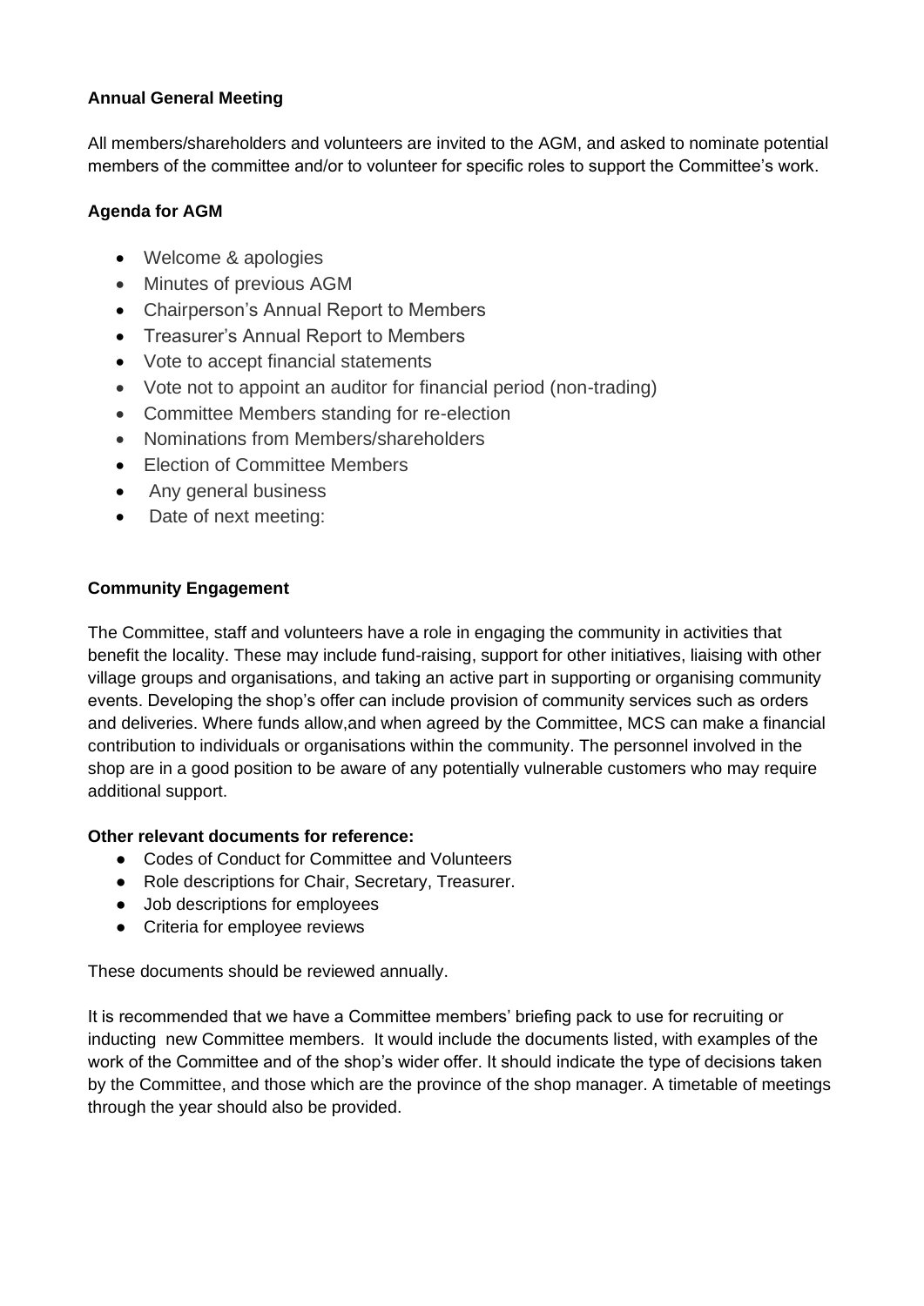**Annual General Meeting**

All members/shareholders and volunteers are invited to the AGM, and asked to nominate potential members of the committee and/or to volunteer for specific roles to support the Committee's work.

**Agenda for AGM**

- Welcome & apologies
- Minutes of previous AGM
- Chairperson's Annual Report to Members
- Treasurer's Annual Report to Members
- Vote to accept financial statements
- Vote not to appoint an auditor for financial period (non-trading)
- Committee Members standing for re-election
- Nominations from Members/shareholders
- Election of Committee Members
- Any general business
- Date of next meeting:

**Community Engagement**

The Committee, staff and volunteers have a role in engaging the community in activities that benefit the locality. These may include fund-raising, support for other initiatives, liaising with other village groups and organisations, and taking an active part in supporting or organising community events. Developing the shop's offer can include provision of community services such as orders and deliveries. Where funds allow,and when agreed by the Committee, MCS can make a financial contribution to individuals or organisations within the community. The personnel involved in the shop are in a good position to be aware of any potentially vulnerable customers who may require additional support.

**Other relevant documents for reference:**

- Codes of Conduct for Committee and Volunteers
- Role descriptions for Chair, Secretary, Treasurer.
- Job descriptions for employees
- Criteria for employee reviews

These documents should be reviewed annually.

It is recommended that we have a Committee members' briefing pack to use for recruiting or inducting new Committee members. It would include the documents listed, with examples of the work of the Committee and of the shop's wider offer. It should indicate the type of decisions taken by the Committee, and those which are the province of the shop manager. A timetable of meetings through the year should also be provided.